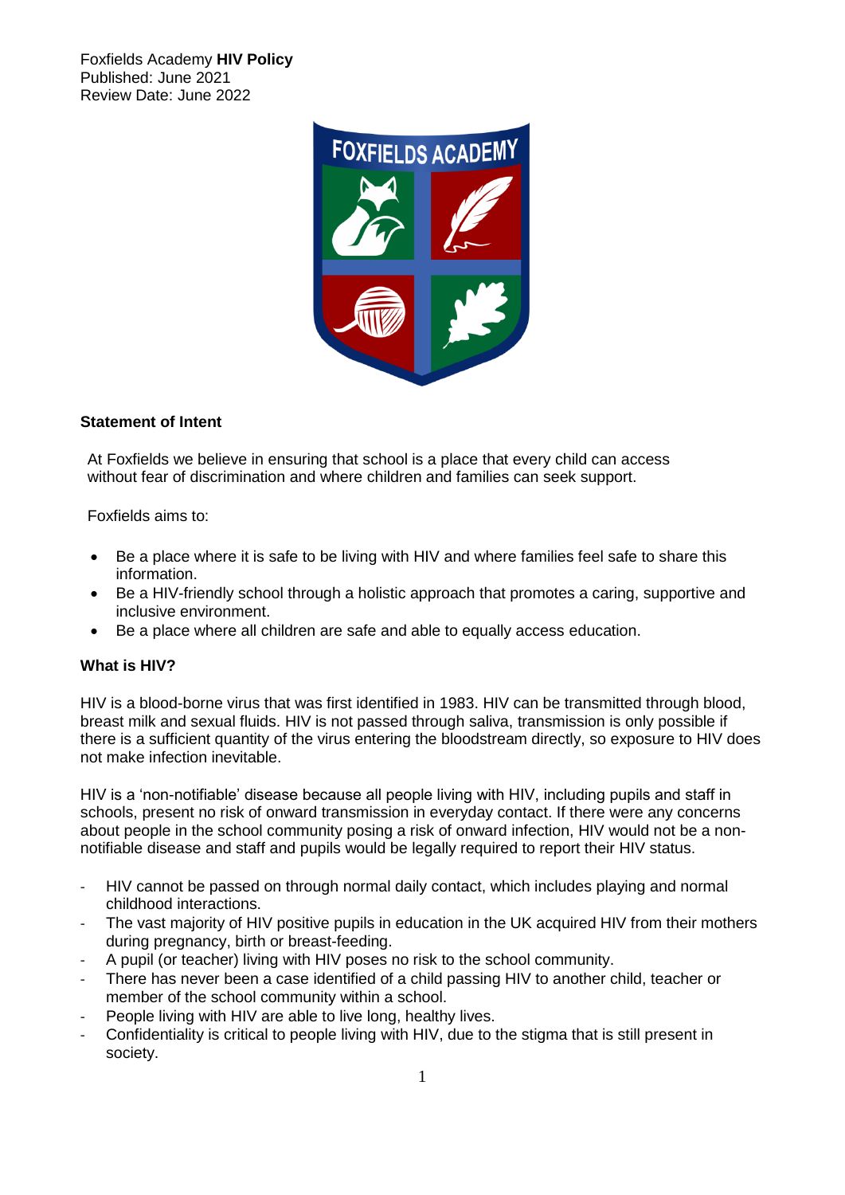Foxfields Academy **HIV Policy**
Published: June 2021
Review Date: June 2022

**Statement of Intent**

At Foxfields we believe in ensuring that school is a place that every child can access without fear of discrimination and where children and families can seek support.

Foxfields aims to:

- Be a place where it is safe to be living with HIV and where families feel safe to share this information.
- Be a HIV-friendly school through a holistic approach that promotes a caring, supportive and inclusive environment.
- Be a place where all children are safe and able to equally access education.

**What is HIV?**

HIV is a blood-borne virus that was first identified in 1983. HIV can be transmitted through blood, breast milk and sexual fluids. HIV is not passed through saliva, transmission is only possible if there is a sufficient quantity of the virus entering the bloodstream directly, so exposure to HIV does not make infection inevitable.

HIV is a 'non-notifiable' disease because all people living with HIV, including pupils and staff in schools, present no risk of onward transmission in everyday contact. If there were any concerns about people in the school community posing a risk of onward infection, HIV would not be a non-notifiable disease and staff and pupils would be legally required to report their HIV status.

- HIV cannot be passed on through normal daily contact, which includes playing and normal childhood interactions.
- The vast majority of HIV positive pupils in education in the UK acquired HIV from their mothers during pregnancy, birth or breast-feeding.
- A pupil (or teacher) living with HIV poses no risk to the school community.
- There has never been a case identified of a child passing HIV to another child, teacher or member of the school community within a school.
- People living with HIV are able to live long, healthy lives.
- Confidentiality is critical to people living with HIV, due to the stigma that is still present in society.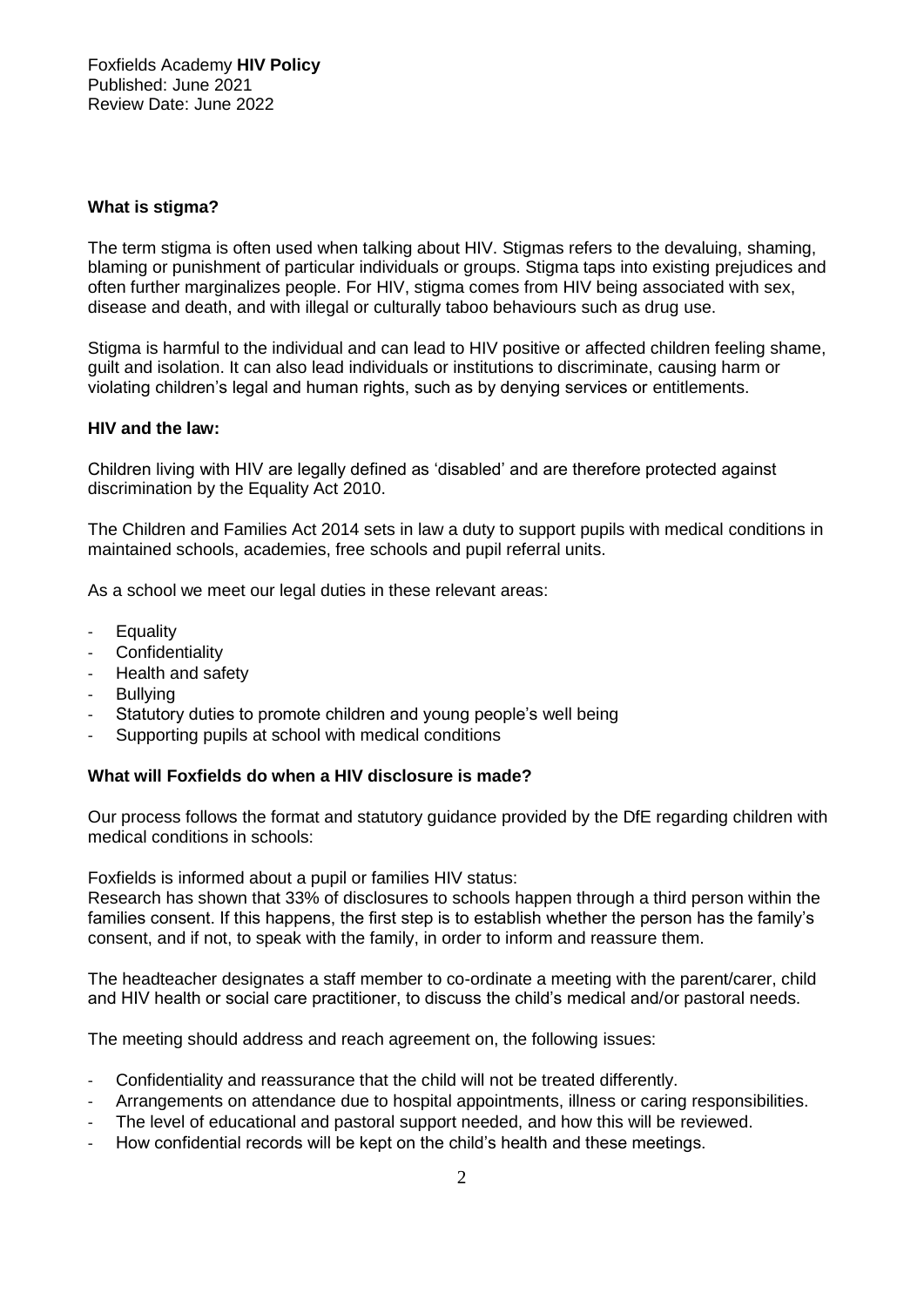**What is stigma?**

The term stigma is often used when talking about HIV. Stigmas refers to the devaluing, shaming, blaming or punishment of particular individuals or groups. Stigma taps into existing prejudices and often further marginalizes people. For HIV, stigma comes from HIV being associated with sex, disease and death, and with illegal or culturally taboo behaviours such as drug use.

Stigma is harmful to the individual and can lead to HIV positive or affected children feeling shame, guilt and isolation. It can also lead individuals or institutions to discriminate, causing harm or violating children's legal and human rights, such as by denying services or entitlements.

**HIV and the law:**

Children living with HIV are legally defined as 'disabled' and are therefore protected against discrimination by the Equality Act 2010.

The Children and Families Act 2014 sets in law a duty to support pupils with medical conditions in maintained schools, academies, free schools and pupil referral units.

As a school we meet our legal duties in these relevant areas:

- Equality
- Confidentiality
- Health and safety
- Bullying
- Statutory duties to promote children and young people's well being
- Supporting pupils at school with medical conditions

**What will Foxfields do when a HIV disclosure is made?**

Our process follows the format and statutory guidance provided by the DfE regarding children with medical conditions in schools:

Foxfields is informed about a pupil or families HIV status:
Research has shown that 33% of disclosures to schools happen through a third person within the families consent. If this happens, the first step is to establish whether the person has the family's consent, and if not, to speak with the family, in order to inform and reassure them.

The headteacher designates a staff member to co-ordinate a meeting with the parent/carer, child and HIV health or social care practitioner, to discuss the child's medical and/or pastoral needs.

The meeting should address and reach agreement on, the following issues:

- Confidentiality and reassurance that the child will not be treated differently.
- Arrangements on attendance due to hospital appointments, illness or caring responsibilities.
- The level of educational and pastoral support needed, and how this will be reviewed.
- How confidential records will be kept on the child's health and these meetings.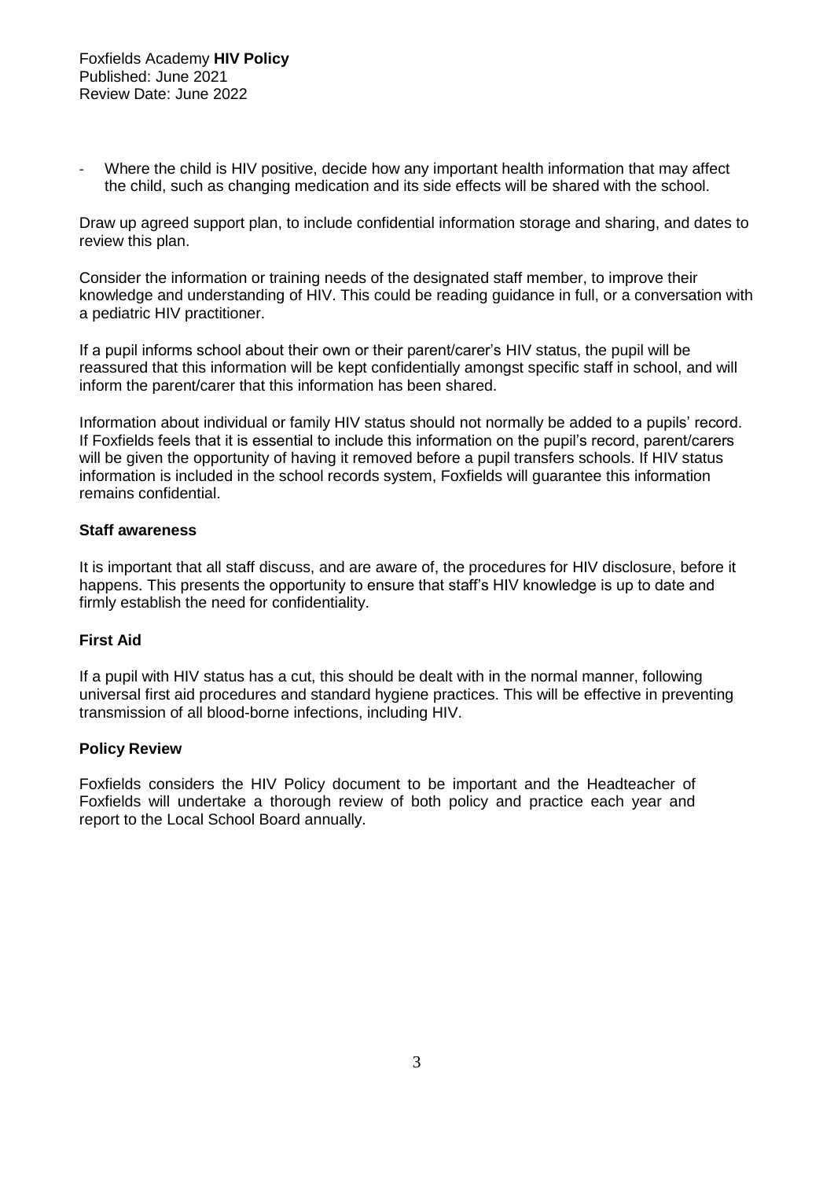- Where the child is HIV positive, decide how any important health information that may affect the child, such as changing medication and its side effects will be shared with the school.

Draw up agreed support plan, to include confidential information storage and sharing, and dates to review this plan.

Consider the information or training needs of the designated staff member, to improve their knowledge and understanding of HIV. This could be reading guidance in full, or a conversation with a pediatric HIV practitioner.

If a pupil informs school about their own or their parent/carer's HIV status, the pupil will be reassured that this information will be kept confidentially amongst specific staff in school, and will inform the parent/carer that this information has been shared.

Information about individual or family HIV status should not normally be added to a pupils' record. If Foxfields feels that it is essential to include this information on the pupil's record, parent/carers will be given the opportunity of having it removed before a pupil transfers schools. If HIV status information is included in the school records system, Foxfields will guarantee this information remains confidential.

**Staff awareness**

It is important that all staff discuss, and are aware of, the procedures for HIV disclosure, before it happens. This presents the opportunity to ensure that staff's HIV knowledge is up to date and firmly establish the need for confidentiality.

**First Aid**

If a pupil with HIV status has a cut, this should be dealt with in the normal manner, following universal first aid procedures and standard hygiene practices. This will be effective in preventing transmission of all blood-borne infections, including HIV.

**Policy Review**

Foxfields considers the HIV Policy document to be important and the Headteacher of Foxfields will undertake a thorough review of both policy and practice each year and report to the Local School Board annually.